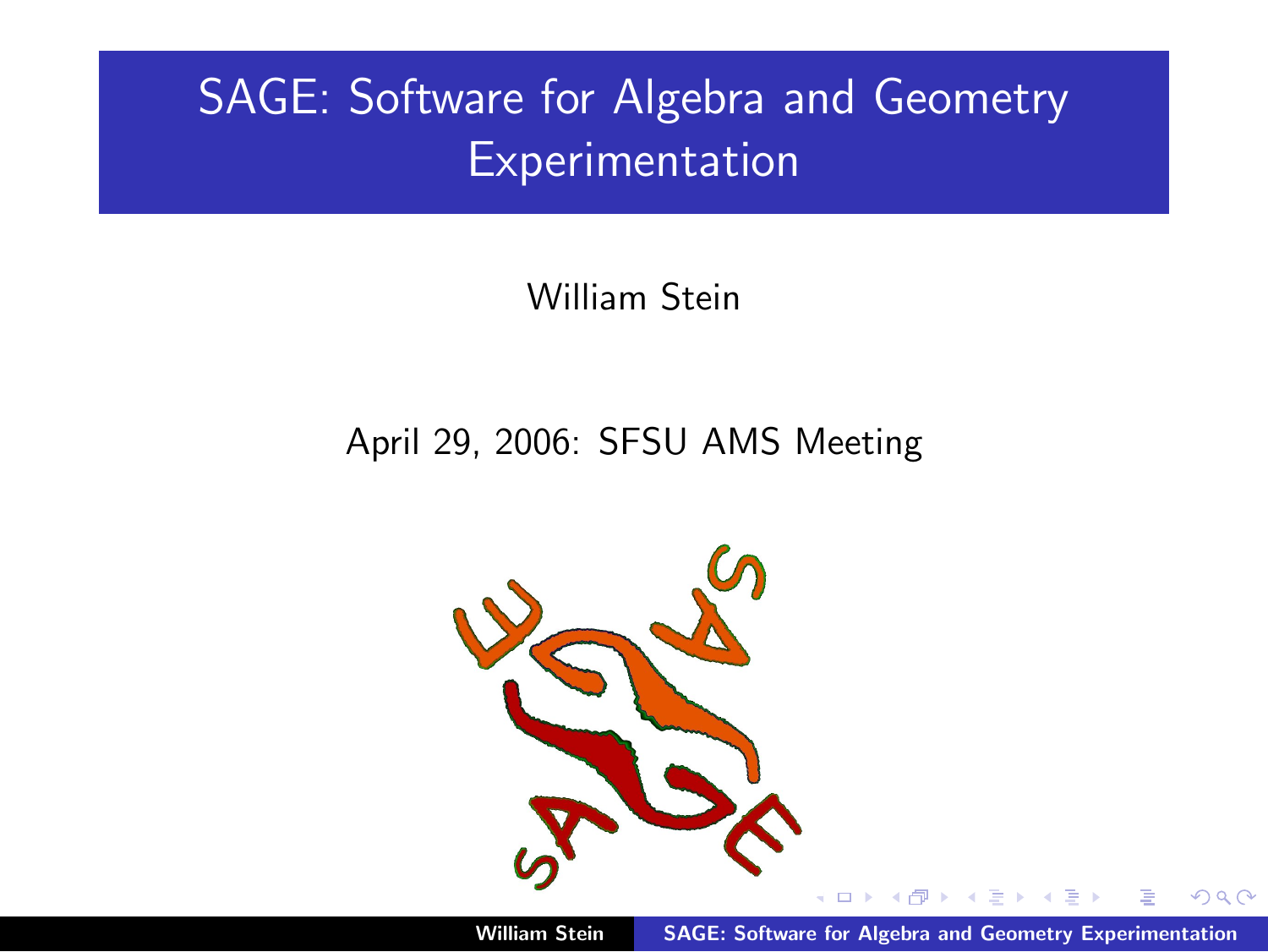# SAGE: Software for Algebra and Geometry Experimentation

William Stein

April 29, 2006: SFSU AMS Meeting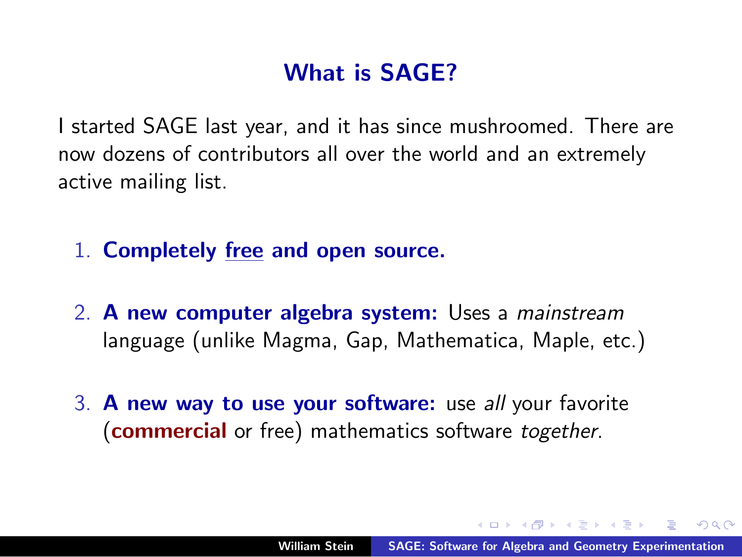# What is SAGE?

I started SAGE last year, and it has since mushroomed. There are now dozens of contributors all over the world and an extremely active mailing list.

1. **Completely <u>free</u> and open source.**
2. **A new computer algebra system:** Uses a *mainstream* language (unlike Magma, Gap, Mathematica, Maple, etc.)
3. **A new way to use your software:** use *all* your favorite (**commercial** or free) mathematics software *together*.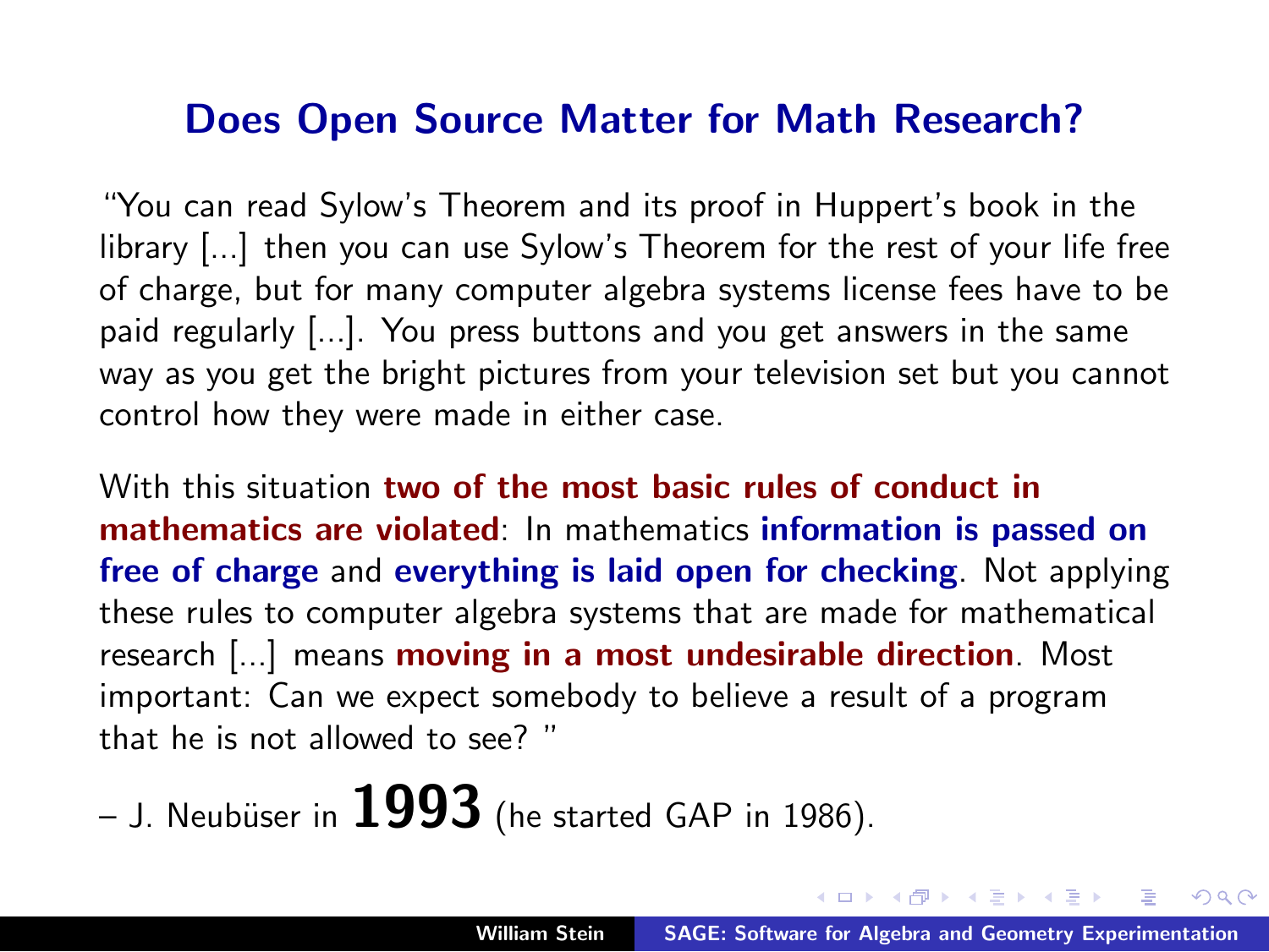## Does Open Source Matter for Math Research?

"You can read Sylow's Theorem and its proof in Huppert's book in the library [...] then you can use Sylow's Theorem for the rest of your life free of charge, but for many computer algebra systems license fees have to be paid regularly [...]. You press buttons and you get answers in the same way as you get the bright pictures from your television set but you cannot control how they were made in either case.

With this situation **two of the most basic rules of conduct in mathematics are violated**: In mathematics **information is passed on free of charge** and **everything is laid open for checking**. Not applying these rules to computer algebra systems that are made for mathematical research [...] means **moving in a most undesirable direction**. Most important: Can we expect somebody to believe a result of a program that he is not allowed to see? "

– J. Neubüser in **1993** (he started GAP in 1986).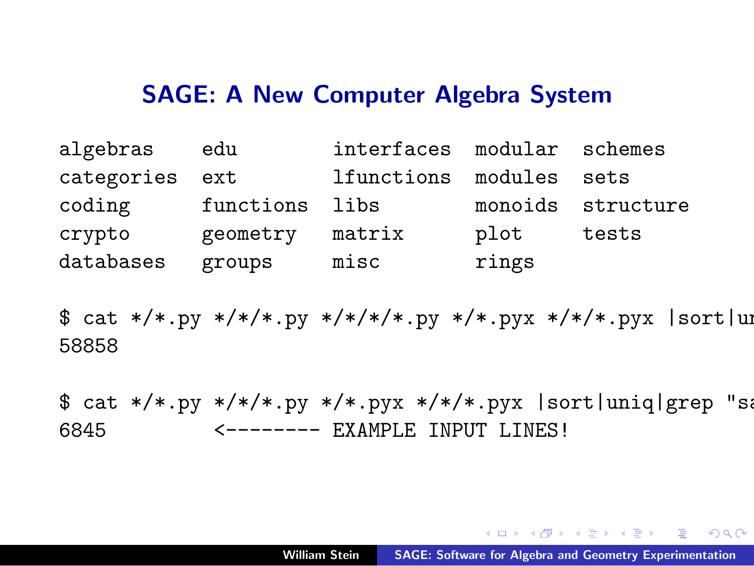## SAGE: A New Computer Algebra System

```
algebras    edu         interfaces  modular   schemes
categories  ext         lfunctions  modules   sets
coding      functions   libs        monoids   structure
crypto      geometry    matrix      plot      tests
databases   groups      misc        rings
```

```
$ cat */*.py */*/*.py */*/*/*.py */*.pyx */*/*.pyx |sort|ur
58858

$ cat */*.py */*/*.py */*.pyx */*/*.pyx |sort|uniq|grep "sa
6845         <-------- EXAMPLE INPUT LINES!
```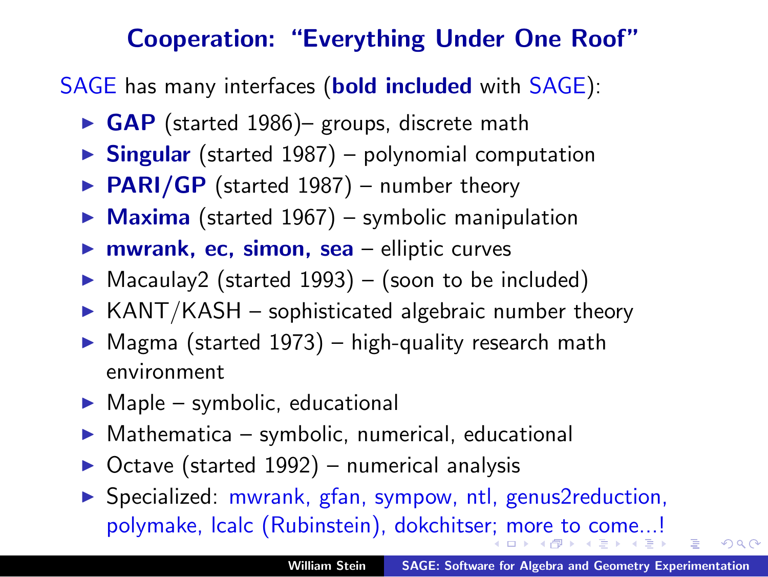## Cooperation: "Everything Under One Roof"

SAGE has many interfaces (**bold included** with SAGE):

- **GAP** (started 1986)– groups, discrete math
- **Singular** (started 1987) – polynomial computation
- **PARI/GP** (started 1987) – number theory
- **Maxima** (started 1967) – symbolic manipulation
- **mwrank, ec, simon, sea** – elliptic curves
- Macaulay2 (started 1993) – (soon to be included)
- KANT/KASH – sophisticated algebraic number theory
- Magma (started 1973) – high-quality research math environment
- Maple – symbolic, educational
- Mathematica – symbolic, numerical, educational
- Octave (started 1992) – numerical analysis
- Specialized: mwrank, gfan, sympow, ntl, genus2reduction, polymake, lcalc (Rubinstein), dokchitser; more to come...!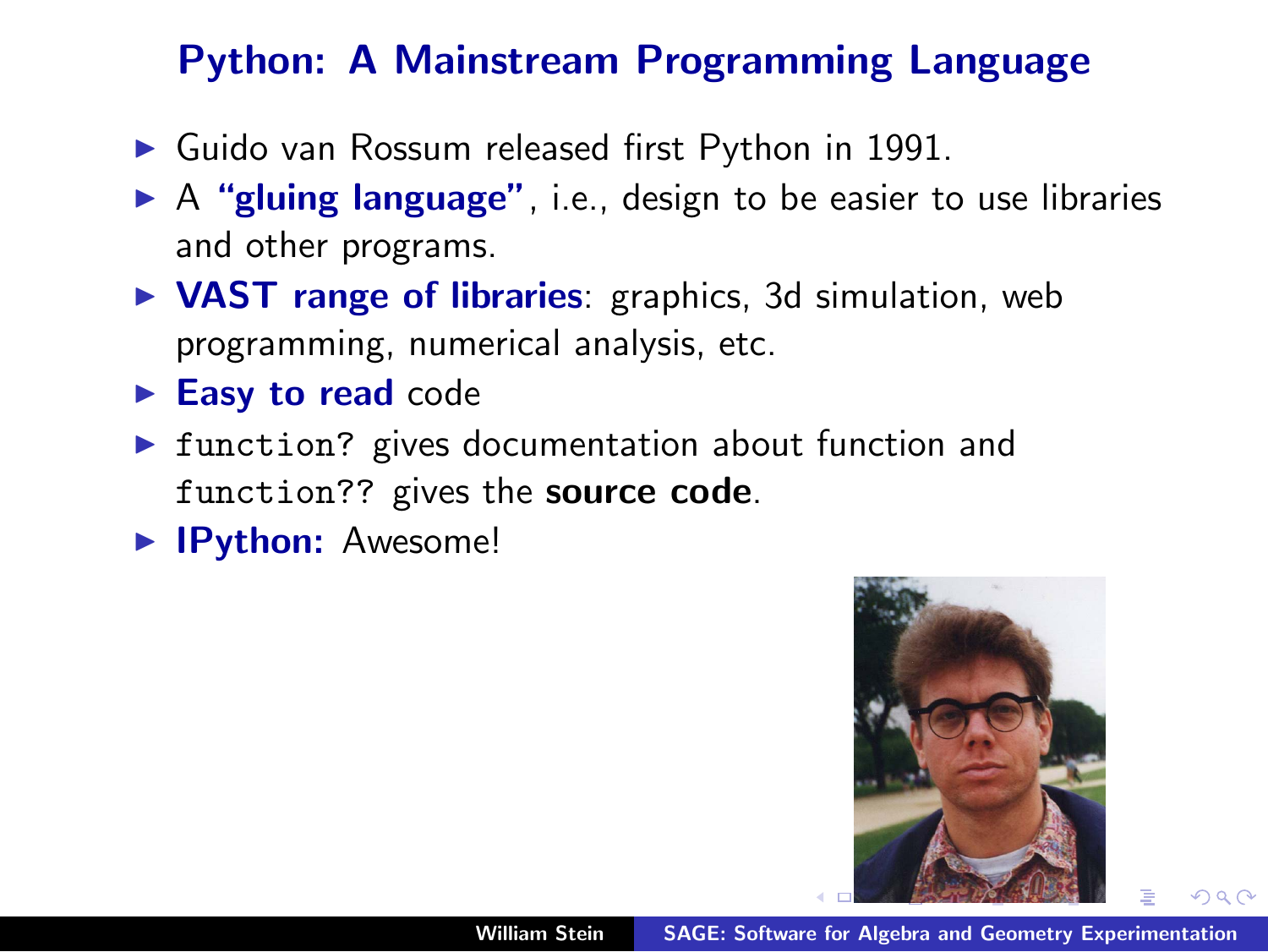## Python: A Mainstream Programming Language

- Guido van Rossum released first Python in 1991.
- A **"gluing language"**, i.e., design to be easier to use libraries and other programs.
- **VAST range of libraries**: graphics, 3d simulation, web programming, numerical analysis, etc.
- **Easy to read** code
- `function?` gives documentation about function and `function??` gives the **source code**.
- **IPython:** Awesome!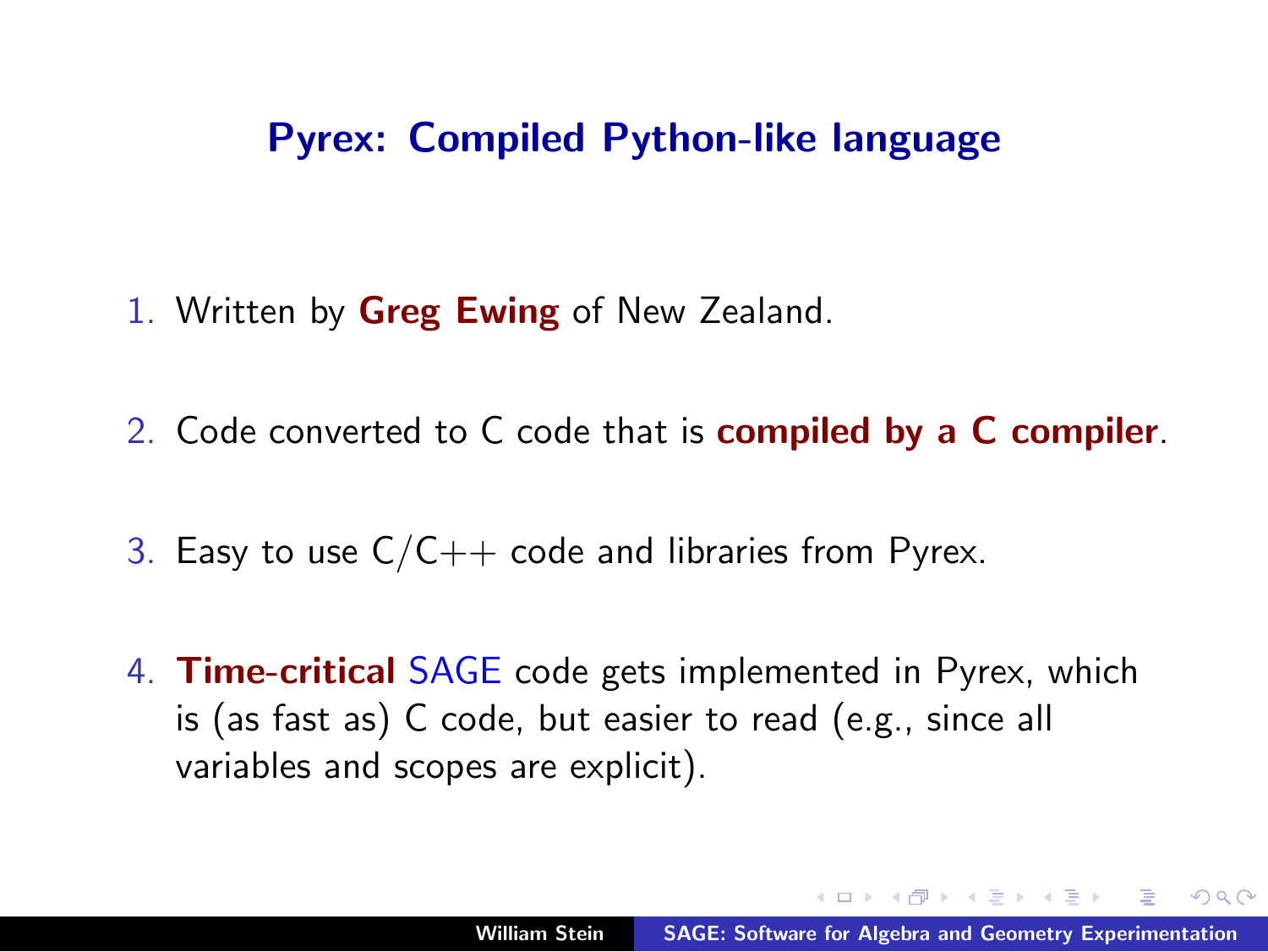## Pyrex: Compiled Python-like language

1. Written by **Greg Ewing** of New Zealand.
2. Code converted to C code that is **compiled by a C compiler**.
3. Easy to use C/C++ code and libraries from Pyrex.
4. **Time-critical** SAGE code gets implemented in Pyrex, which is (as fast as) C code, but easier to read (e.g., since all variables and scopes are explicit).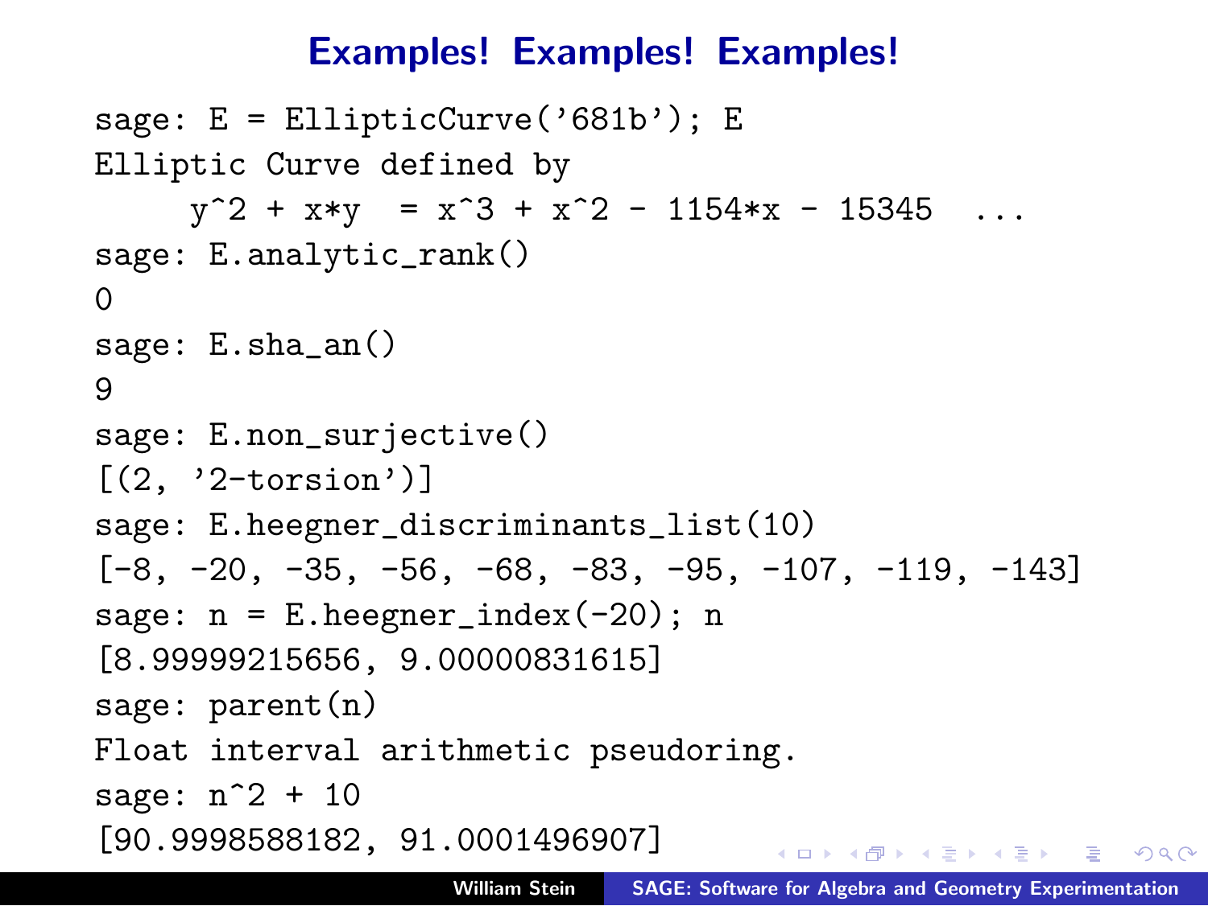## Examples! Examples! Examples!

```
sage: E = EllipticCurve('681b'); E
Elliptic Curve defined by
     y^2 + x*y  = x^3 + x^2 - 1154*x - 15345  ...
sage: E.analytic_rank()
0
sage: E.sha_an()
9
sage: E.non_surjective()
[(2, '2-torsion')]
sage: E.heegner_discriminants_list(10)
[-8, -20, -35, -56, -68, -83, -95, -107, -119, -143]
sage: n = E.heegner_index(-20); n
[8.99999215656, 9.00000831615]
sage: parent(n)
Float interval arithmetic pseudoring.
sage: n^2 + 10
[90.9998588182, 91.0001496907]
```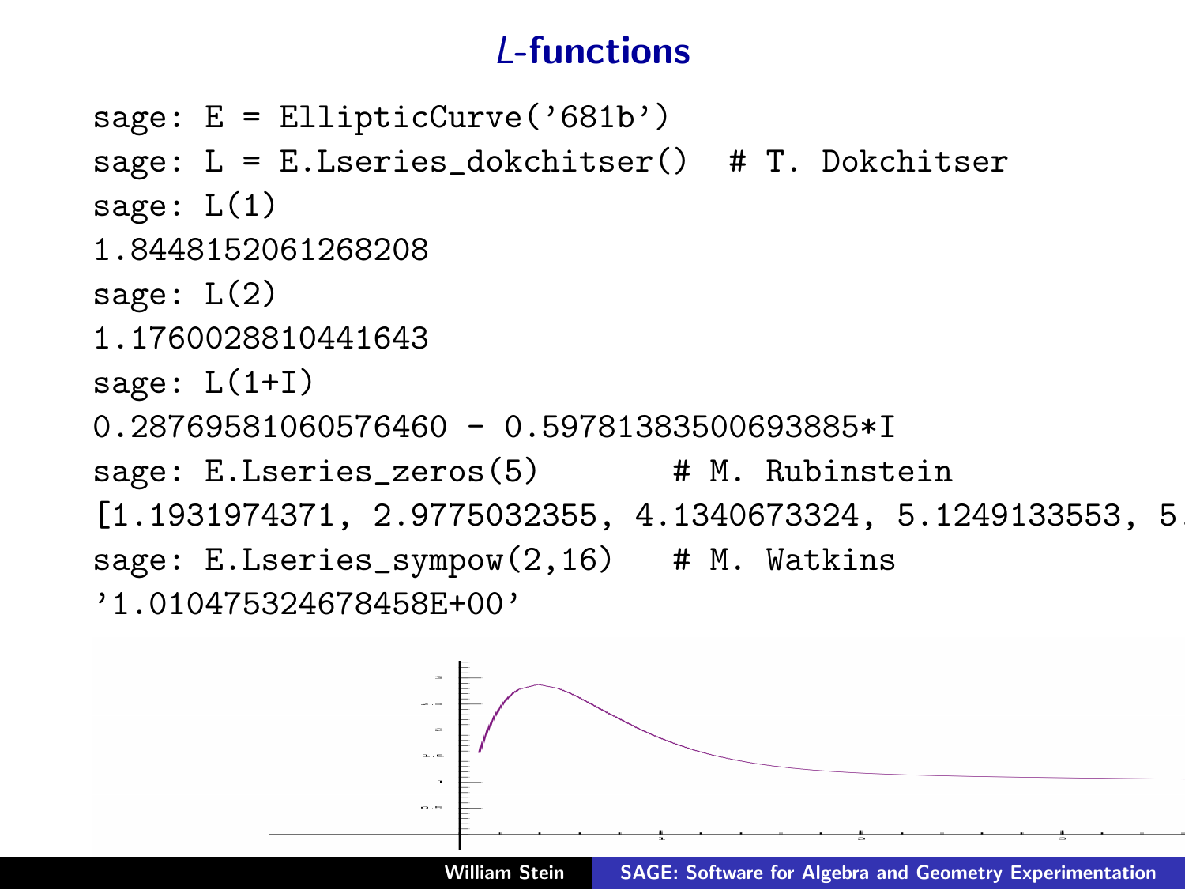# *L*-functions

```
sage: E = EllipticCurve('681b')
sage: L = E.Lseries_dokchitser()  # T. Dokchitser
sage: L(1)
1.8448152061268208
sage: L(2)
1.1760028810441643
sage: L(1+I)
0.28769581060576460 - 0.59781383500693885*I
sage: E.Lseries_zeros(5)       # M. Rubinstein
[1.1931974371, 2.9775032355, 4.1340673324, 5.1249133553, 5.
sage: E.Lseries_sympow(2,16)   # M. Watkins
'1.010475324678458E+00'
```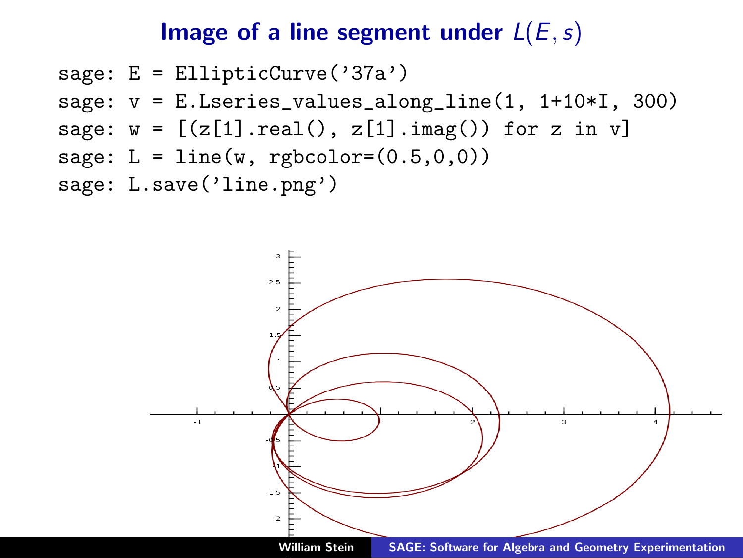# Image of a line segment under $L(E, s)$

```
sage: E = EllipticCurve('37a')
sage: v = E.Lseries_values_along_line(1, 1+10*I, 300)
sage: w = [(z[1].real(), z[1].imag()) for z in v]
sage: L = line(w, rgbcolor=(0.5,0,0))
sage: L.save('line.png')
```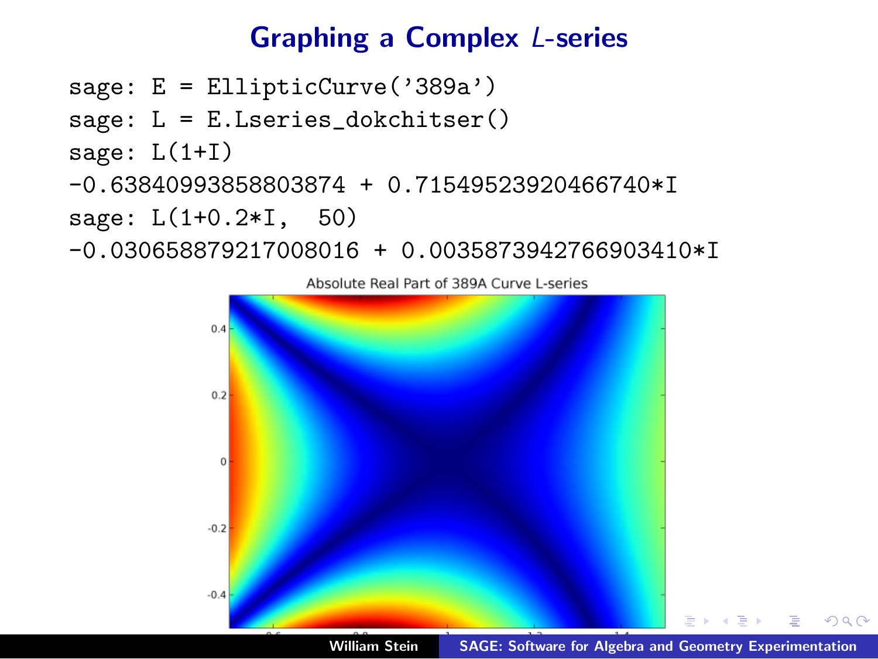# Graphing a Complex $L$-series

```
sage: E = EllipticCurve('389a')
sage: L = E.Lseries_dokchitser()
sage: L(1+I)
-0.638409938588038 74 + 0.715495239204667 40*I
sage: L(1+0.2*I,  50)
-0.0306588792170080 16 + 0.00358739427669034 10*I
```

Absolute Real Part of 389A Curve L-series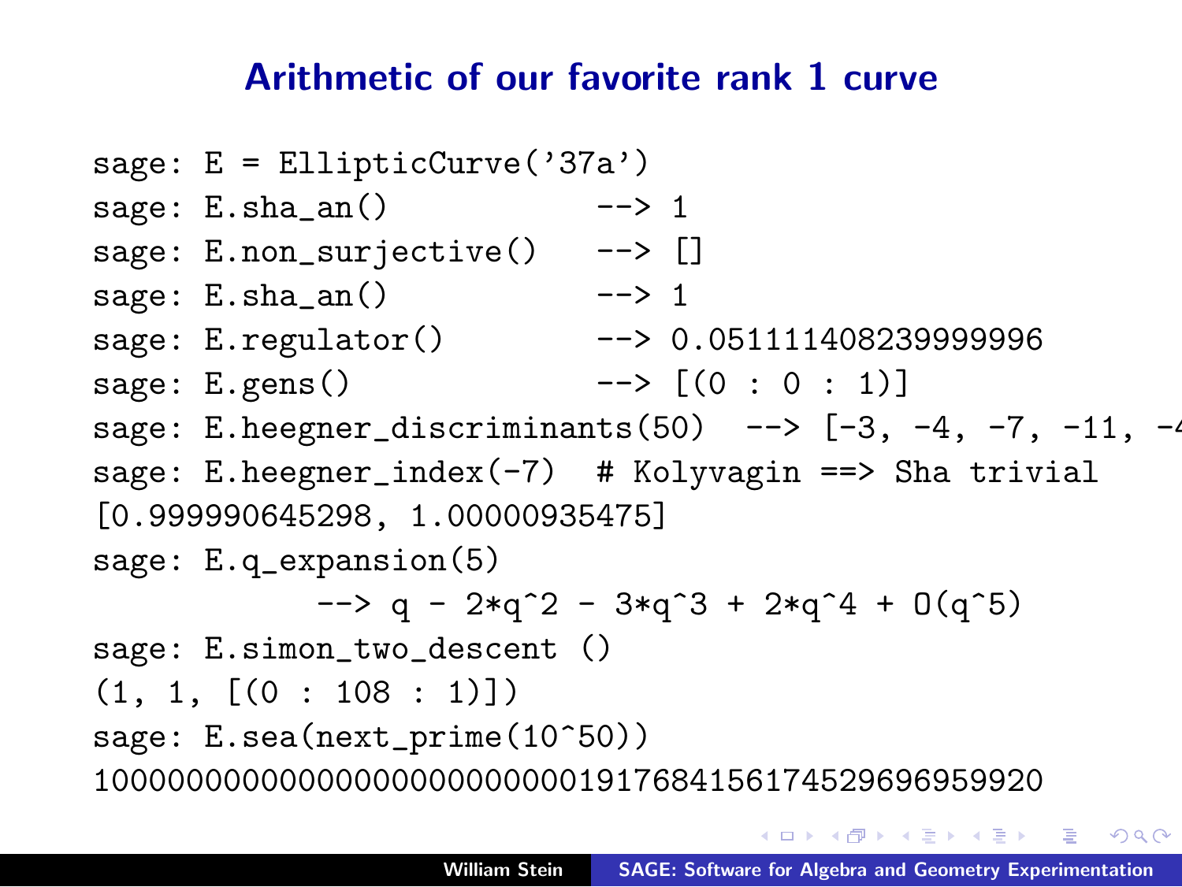# Arithmetic of our favorite rank 1 curve

```
sage: E = EllipticCurve('37a')
sage: E.sha_an()             --> 1
sage: E.non_surjective()     --> []
sage: E.sha_an()             --> 1
sage: E.regulator()          --> 0.051111408239999996
sage: E.gens()               --> [(0 : 0 : 1)]
sage: E.heegner_discriminants(50)  --> [-3, -4, -7, -11, -4
sage: E.heegner_index(-7)  # Kolyvagin ==> Sha trivial
[0.999990645298, 1.00000935475]
sage: E.q_expansion(5)
            --> q - 2*q^2 - 3*q^3 + 2*q^4 + O(q^5)
sage: E.simon_two_descent ()
(1, 1, [(0 : 108 : 1)])
sage: E.sea(next_prime(10^50))
100000000000000000000000001917684156174529696959920
```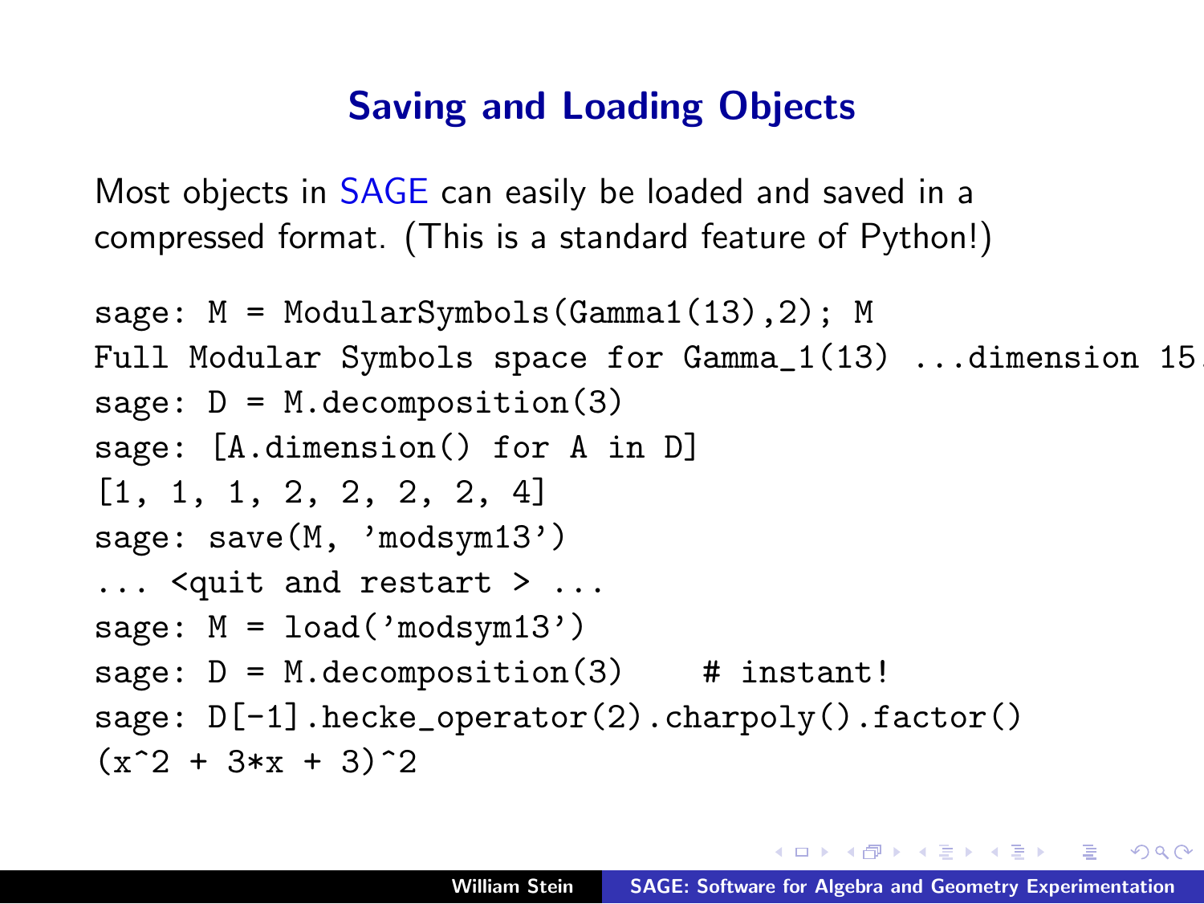## Saving and Loading Objects

Most objects in SAGE can easily be loaded and saved in a compressed format. (This is a standard feature of Python!)

```
sage: M = ModularSymbols(Gamma1(13),2); M
Full Modular Symbols space for Gamma_1(13) ...dimension 15
sage: D = M.decomposition(3)
sage: [A.dimension() for A in D]
[1, 1, 1, 2, 2, 2, 2, 4]
sage: save(M, 'modsym13')
... <quit and restart > ...
sage: M = load('modsym13')
sage: D = M.decomposition(3)     # instant!
sage: D[-1].hecke_operator(2).charpoly().factor()
(x^2 + 3*x + 3)^2
```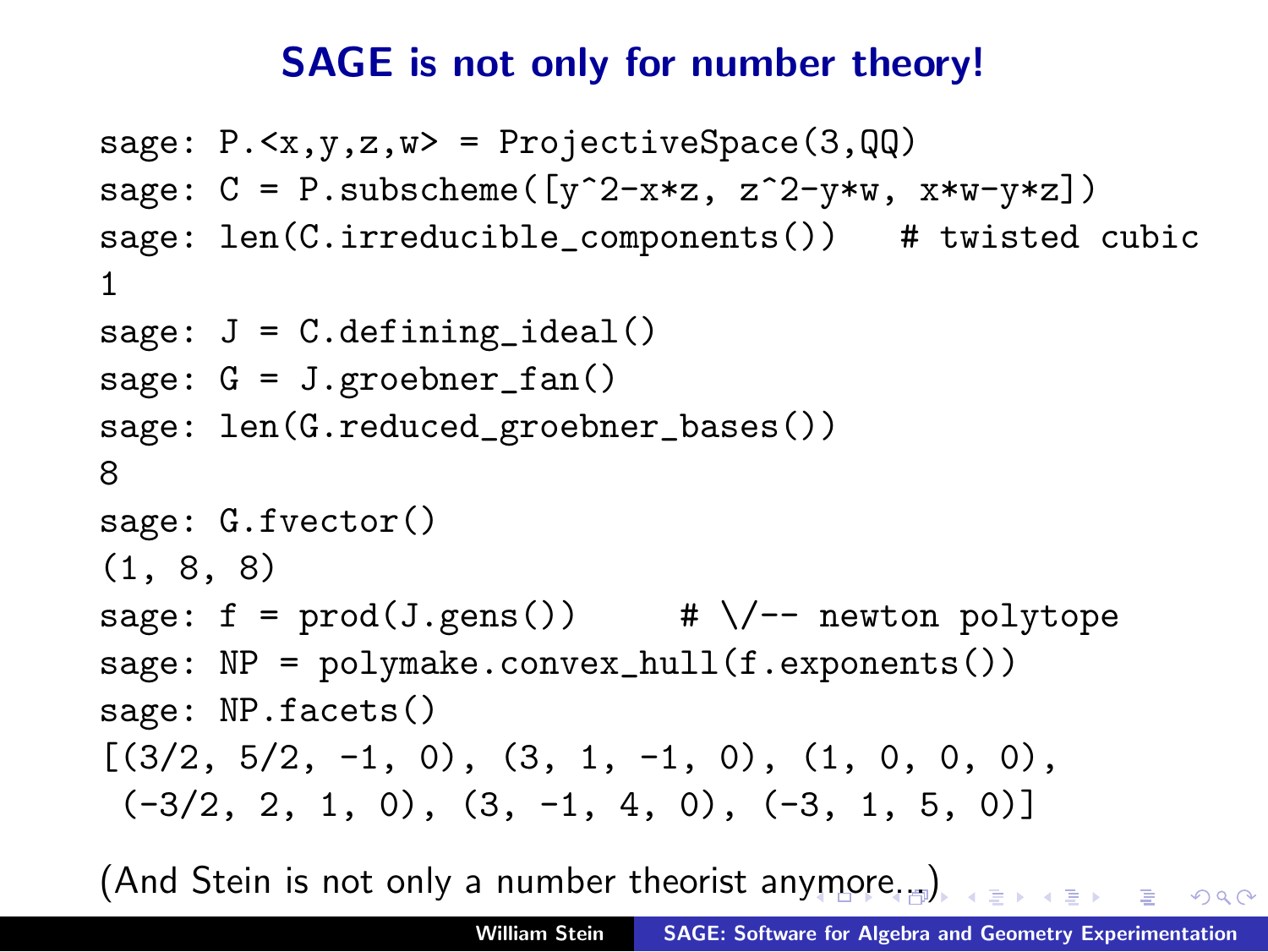# SAGE is not only for number theory!

```
sage: P.<x,y,z,w> = ProjectiveSpace(3,QQ)
sage: C = P.subscheme([y^2-x*z, z^2-y*w, x*w-y*z])
sage: len(C.irreducible_components())   # twisted cubic
1
sage: J = C.defining_ideal()
sage: G = J.groebner_fan()
sage: len(G.reduced_groebner_bases())
8
sage: G.fvector()
(1, 8, 8)
sage: f = prod(J.gens())     # \/-- newton polytope
sage: NP = polymake.convex_hull(f.exponents())
sage: NP.facets()
[(3/2, 5/2, -1, 0), (3, 1, -1, 0), (1, 0, 0, 0),
 (-3/2, 2, 1, 0), (3, -1, 4, 0), (-3, 1, 5, 0)]
```

(And Stein is not only a number theorist anymore...)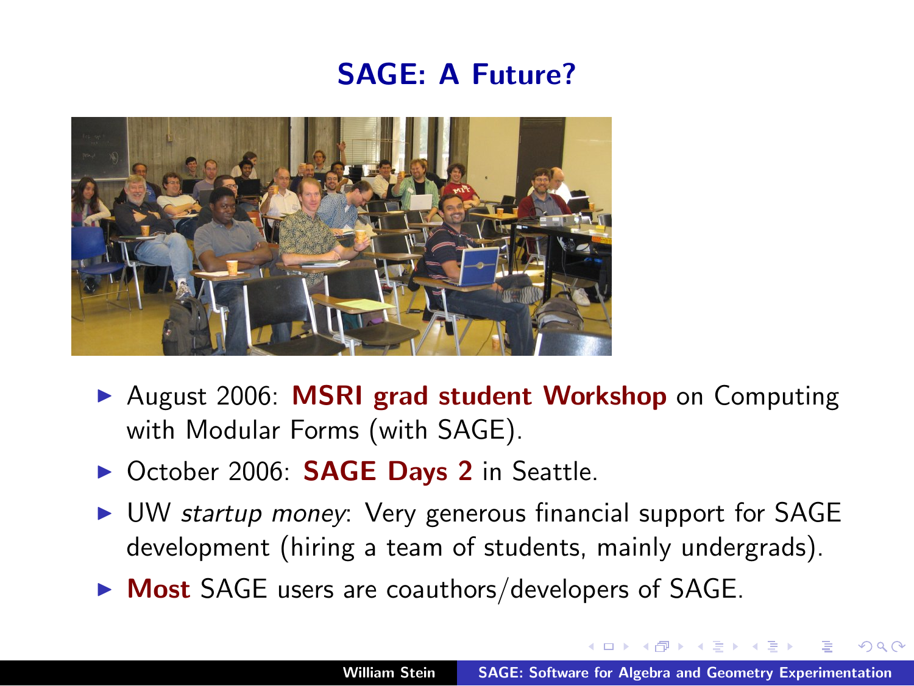# SAGE: A Future?

- August 2006: **MSRI grad student Workshop** on Computing with Modular Forms (with SAGE).
- October 2006: **SAGE Days 2** in Seattle.
- UW *startup money*: Very generous financial support for SAGE development (hiring a team of students, mainly undergrads).
- **Most** SAGE users are coauthors/developers of SAGE.